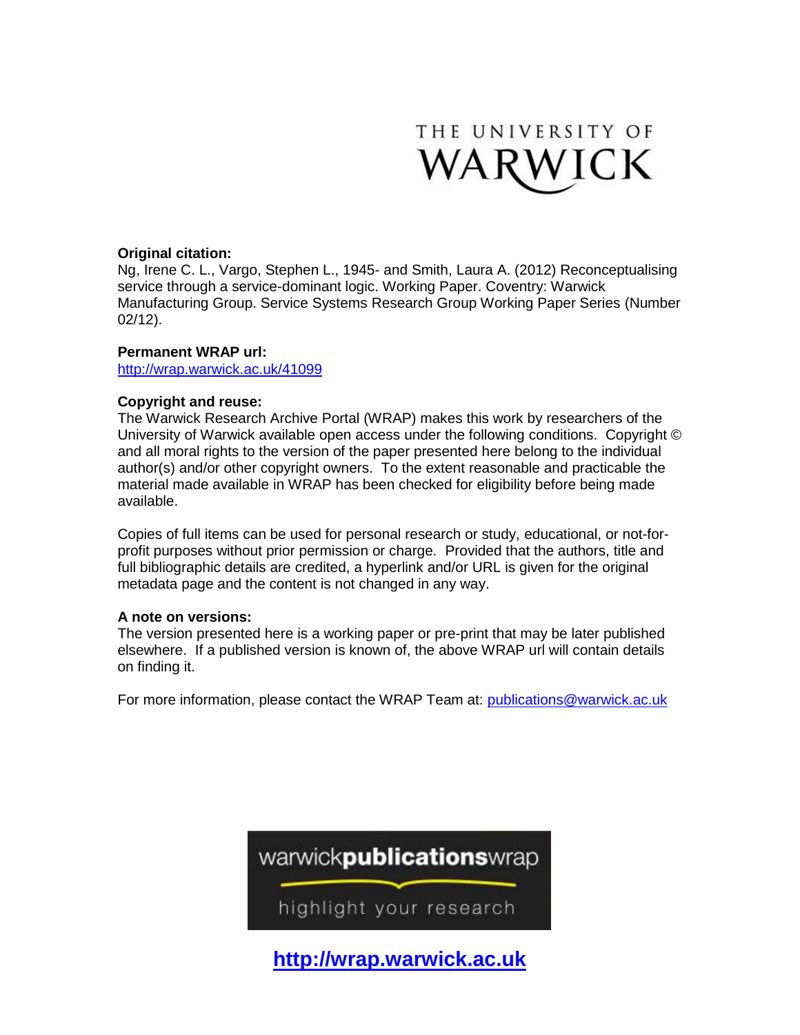THE UNIVERSITY OF WARWICK

**Original citation:**
Ng, Irene C. L., Vargo, Stephen L., 1945- and Smith, Laura A. (2012) Reconceptualising service through a service-dominant logic. Working Paper. Coventry: Warwick Manufacturing Group. Service Systems Research Group Working Paper Series (Number 02/12).

**Permanent WRAP url:**
http://wrap.warwick.ac.uk/41099

**Copyright and reuse:**
The Warwick Research Archive Portal (WRAP) makes this work by researchers of the University of Warwick available open access under the following conditions. Copyright © and all moral rights to the version of the paper presented here belong to the individual author(s) and/or other copyright owners. To the extent reasonable and practicable the material made available in WRAP has been checked for eligibility before being made available.

Copies of full items can be used for personal research or study, educational, or not-for-profit purposes without prior permission or charge. Provided that the authors, title and full bibliographic details are credited, a hyperlink and/or URL is given for the original metadata page and the content is not changed in any way.

**A note on versions:**
The version presented here is a working paper or pre-print that may be later published elsewhere. If a published version is known of, the above WRAP url will contain details on finding it.

For more information, please contact the WRAP Team at: publications@warwick.ac.uk

warwick**publications**wrap

highlight your research

**http://wrap.warwick.ac.uk**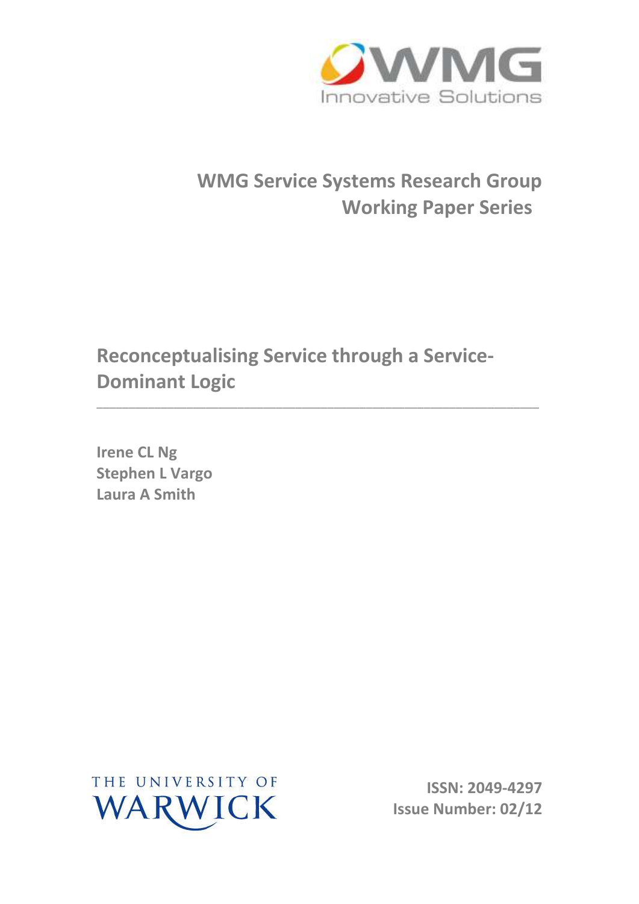WMG Innovative Solutions

## WMG Service Systems Research Group Working Paper Series

# Reconceptualising Service through a Service-Dominant Logic

---

**Irene CL Ng**
**Stephen L Vargo**
**Laura A Smith**

THE UNIVERSITY OF WARWICK

**ISSN: 2049-4297**
**Issue Number: 02/12**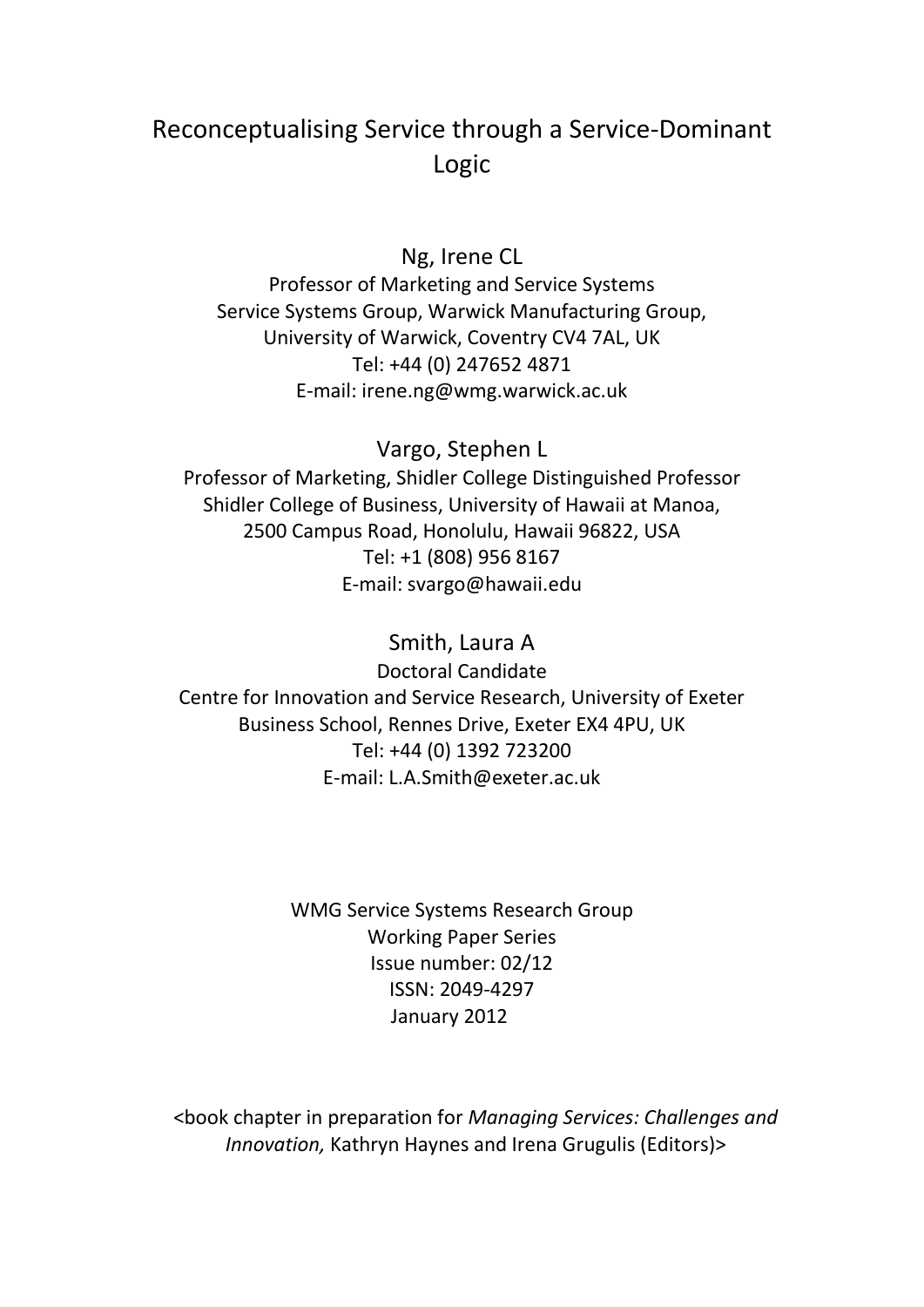# Reconceptualising Service through a Service-Dominant Logic

Ng, Irene CL
Professor of Marketing and Service Systems
Service Systems Group, Warwick Manufacturing Group,
University of Warwick, Coventry CV4 7AL, UK
Tel: +44 (0) 247652 4871
E-mail: irene.ng@wmg.warwick.ac.uk

Vargo, Stephen L
Professor of Marketing, Shidler College Distinguished Professor
Shidler College of Business, University of Hawaii at Manoa,
2500 Campus Road, Honolulu, Hawaii 96822, USA
Tel: +1 (808) 956 8167
E-mail: svargo@hawaii.edu

Smith, Laura A
Doctoral Candidate
Centre for Innovation and Service Research, University of Exeter
Business School, Rennes Drive, Exeter EX4 4PU, UK
Tel: +44 (0) 1392 723200
E-mail: L.A.Smith@exeter.ac.uk

WMG Service Systems Research Group
Working Paper Series
Issue number: 02/12
ISSN: 2049-4297
January 2012

<book chapter in preparation for *Managing Services: Challenges and Innovation,* Kathryn Haynes and Irena Grugulis (Editors)>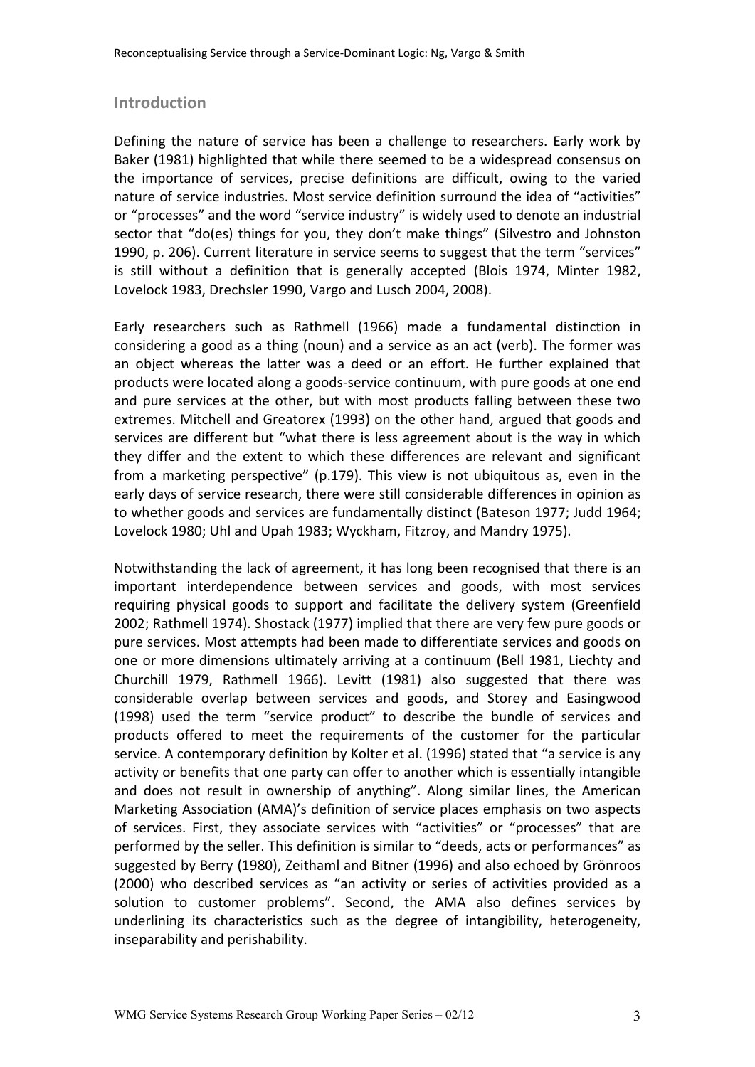## Introduction

Defining the nature of service has been a challenge to researchers. Early work by Baker (1981) highlighted that while there seemed to be a widespread consensus on the importance of services, precise definitions are difficult, owing to the varied nature of service industries. Most service definition surround the idea of "activities" or "processes" and the word "service industry" is widely used to denote an industrial sector that "do(es) things for you, they don't make things" (Silvestro and Johnston 1990, p. 206). Current literature in service seems to suggest that the term "services" is still without a definition that is generally accepted (Blois 1974, Minter 1982, Lovelock 1983, Drechsler 1990, Vargo and Lusch 2004, 2008).

Early researchers such as Rathmell (1966) made a fundamental distinction in considering a good as a thing (noun) and a service as an act (verb). The former was an object whereas the latter was a deed or an effort. He further explained that products were located along a goods-service continuum, with pure goods at one end and pure services at the other, but with most products falling between these two extremes. Mitchell and Greatorex (1993) on the other hand, argued that goods and services are different but "what there is less agreement about is the way in which they differ and the extent to which these differences are relevant and significant from a marketing perspective" (p.179). This view is not ubiquitous as, even in the early days of service research, there were still considerable differences in opinion as to whether goods and services are fundamentally distinct (Bateson 1977; Judd 1964; Lovelock 1980; Uhl and Upah 1983; Wyckham, Fitzroy, and Mandry 1975).

Notwithstanding the lack of agreement, it has long been recognised that there is an important interdependence between services and goods, with most services requiring physical goods to support and facilitate the delivery system (Greenfield 2002; Rathmell 1974). Shostack (1977) implied that there are very few pure goods or pure services. Most attempts had been made to differentiate services and goods on one or more dimensions ultimately arriving at a continuum (Bell 1981, Liechty and Churchill 1979, Rathmell 1966). Levitt (1981) also suggested that there was considerable overlap between services and goods, and Storey and Easingwood (1998) used the term "service product" to describe the bundle of services and products offered to meet the requirements of the customer for the particular service. A contemporary definition by Kolter et al. (1996) stated that "a service is any activity or benefits that one party can offer to another which is essentially intangible and does not result in ownership of anything". Along similar lines, the American Marketing Association (AMA)'s definition of service places emphasis on two aspects of services. First, they associate services with "activities" or "processes" that are performed by the seller. This definition is similar to "deeds, acts or performances" as suggested by Berry (1980), Zeithaml and Bitner (1996) and also echoed by Grönroos (2000) who described services as "an activity or series of activities provided as a solution to customer problems". Second, the AMA also defines services by underlining its characteristics such as the degree of intangibility, heterogeneity, inseparability and perishability.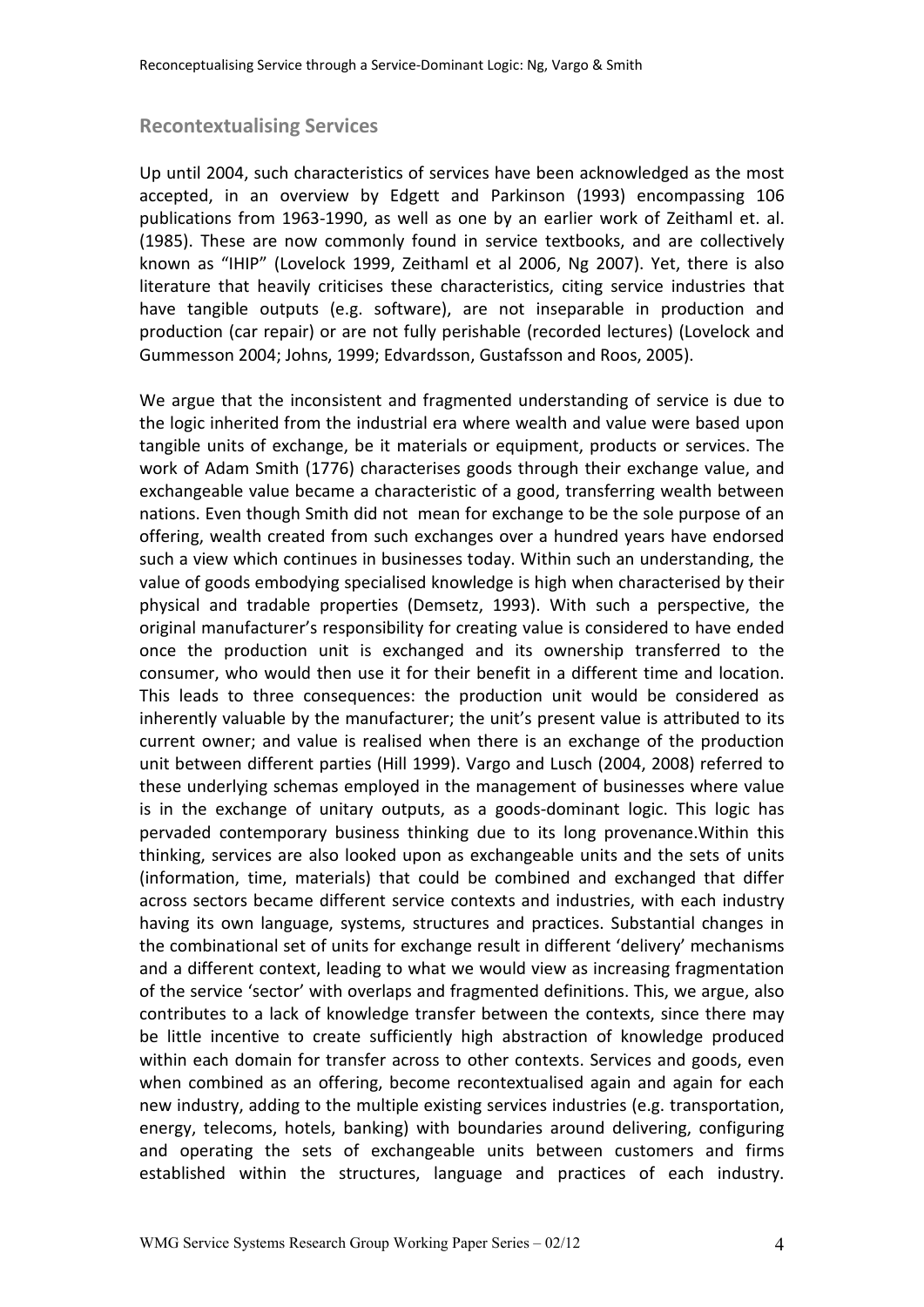## Recontextualising Services

Up until 2004, such characteristics of services have been acknowledged as the most accepted, in an overview by Edgett and Parkinson (1993) encompassing 106 publications from 1963-1990, as well as one by an earlier work of Zeithaml et. al. (1985). These are now commonly found in service textbooks, and are collectively known as "IHIP" (Lovelock 1999, Zeithaml et al 2006, Ng 2007). Yet, there is also literature that heavily criticises these characteristics, citing service industries that have tangible outputs (e.g. software), are not inseparable in production and production (car repair) or are not fully perishable (recorded lectures) (Lovelock and Gummesson 2004; Johns, 1999; Edvardsson, Gustafsson and Roos, 2005).

We argue that the inconsistent and fragmented understanding of service is due to the logic inherited from the industrial era where wealth and value were based upon tangible units of exchange, be it materials or equipment, products or services. The work of Adam Smith (1776) characterises goods through their exchange value, and exchangeable value became a characteristic of a good, transferring wealth between nations. Even though Smith did not mean for exchange to be the sole purpose of an offering, wealth created from such exchanges over a hundred years have endorsed such a view which continues in businesses today. Within such an understanding, the value of goods embodying specialised knowledge is high when characterised by their physical and tradable properties (Demsetz, 1993). With such a perspective, the original manufacturer's responsibility for creating value is considered to have ended once the production unit is exchanged and its ownership transferred to the consumer, who would then use it for their benefit in a different time and location. This leads to three consequences: the production unit would be considered as inherently valuable by the manufacturer; the unit's present value is attributed to its current owner; and value is realised when there is an exchange of the production unit between different parties (Hill 1999). Vargo and Lusch (2004, 2008) referred to these underlying schemas employed in the management of businesses where value is in the exchange of unitary outputs, as a goods-dominant logic. This logic has pervaded contemporary business thinking due to its long provenance.Within this thinking, services are also looked upon as exchangeable units and the sets of units (information, time, materials) that could be combined and exchanged that differ across sectors became different service contexts and industries, with each industry having its own language, systems, structures and practices. Substantial changes in the combinational set of units for exchange result in different 'delivery' mechanisms and a different context, leading to what we would view as increasing fragmentation of the service 'sector' with overlaps and fragmented definitions. This, we argue, also contributes to a lack of knowledge transfer between the contexts, since there may be little incentive to create sufficiently high abstraction of knowledge produced within each domain for transfer across to other contexts. Services and goods, even when combined as an offering, become recontextualised again and again for each new industry, adding to the multiple existing services industries (e.g. transportation, energy, telecoms, hotels, banking) with boundaries around delivering, configuring and operating the sets of exchangeable units between customers and firms established within the structures, language and practices of each industry.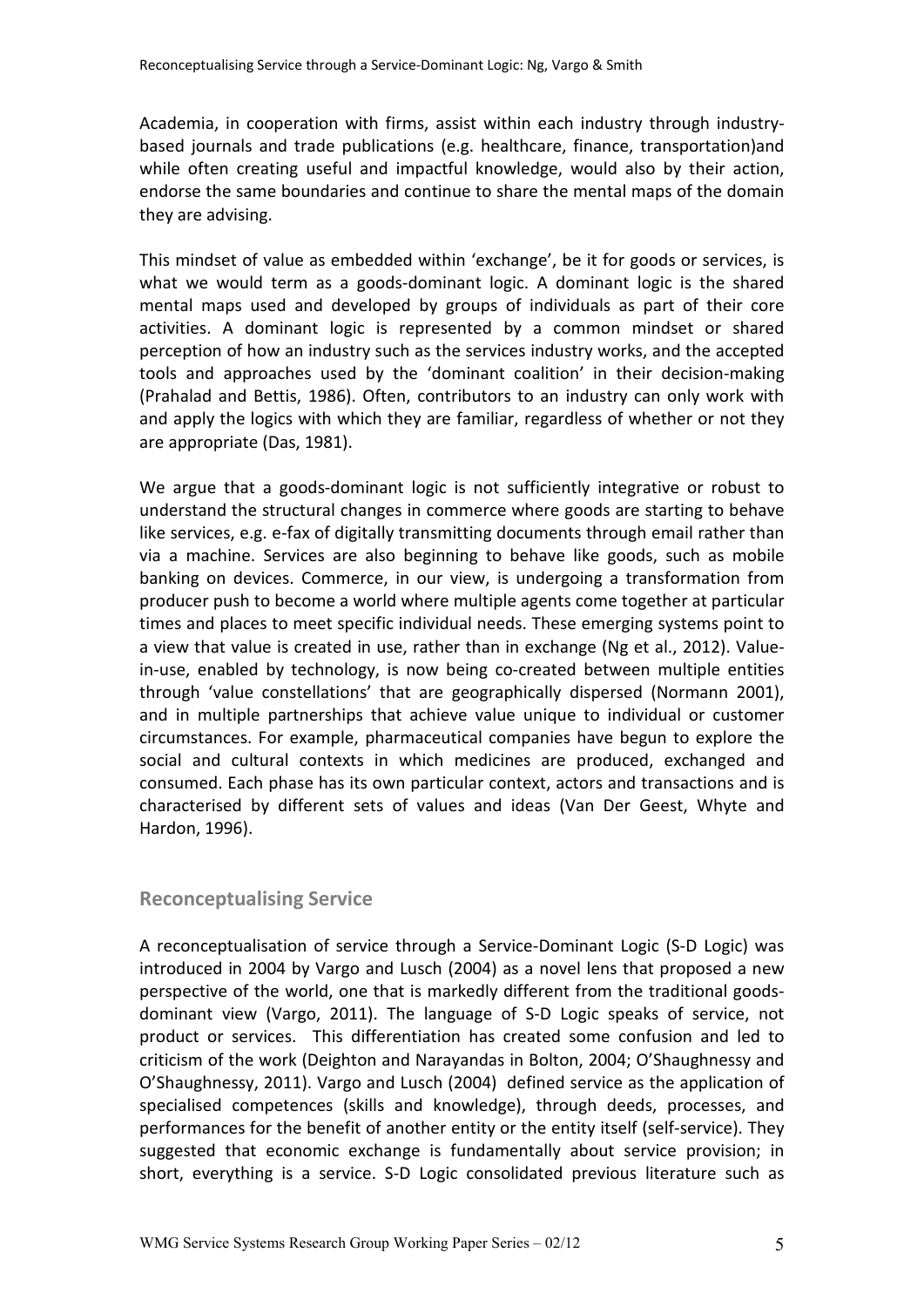Academia, in cooperation with firms, assist within each industry through industry-based journals and trade publications (e.g. healthcare, finance, transportation)and while often creating useful and impactful knowledge, would also by their action, endorse the same boundaries and continue to share the mental maps of the domain they are advising.

This mindset of value as embedded within 'exchange', be it for goods or services, is what we would term as a goods-dominant logic. A dominant logic is the shared mental maps used and developed by groups of individuals as part of their core activities. A dominant logic is represented by a common mindset or shared perception of how an industry such as the services industry works, and the accepted tools and approaches used by the 'dominant coalition' in their decision-making (Prahalad and Bettis, 1986). Often, contributors to an industry can only work with and apply the logics with which they are familiar, regardless of whether or not they are appropriate (Das, 1981).

We argue that a goods-dominant logic is not sufficiently integrative or robust to understand the structural changes in commerce where goods are starting to behave like services, e.g. e-fax of digitally transmitting documents through email rather than via a machine. Services are also beginning to behave like goods, such as mobile banking on devices. Commerce, in our view, is undergoing a transformation from producer push to become a world where multiple agents come together at particular times and places to meet specific individual needs. These emerging systems point to a view that value is created in use, rather than in exchange (Ng et al., 2012). Value-in-use, enabled by technology, is now being co-created between multiple entities through 'value constellations' that are geographically dispersed (Normann 2001), and in multiple partnerships that achieve value unique to individual or customer circumstances. For example, pharmaceutical companies have begun to explore the social and cultural contexts in which medicines are produced, exchanged and consumed. Each phase has its own particular context, actors and transactions and is characterised by different sets of values and ideas (Van Der Geest, Whyte and Hardon, 1996).

## Reconceptualising Service

A reconceptualisation of service through a Service-Dominant Logic (S-D Logic) was introduced in 2004 by Vargo and Lusch (2004) as a novel lens that proposed a new perspective of the world, one that is markedly different from the traditional goods-dominant view (Vargo, 2011). The language of S-D Logic speaks of service, not product or services. This differentiation has created some confusion and led to criticism of the work (Deighton and Narayandas in Bolton, 2004; O'Shaughnessy and O'Shaughnessy, 2011). Vargo and Lusch (2004) defined service as the application of specialised competences (skills and knowledge), through deeds, processes, and performances for the benefit of another entity or the entity itself (self-service). They suggested that economic exchange is fundamentally about service provision; in short, everything is a service. S-D Logic consolidated previous literature such as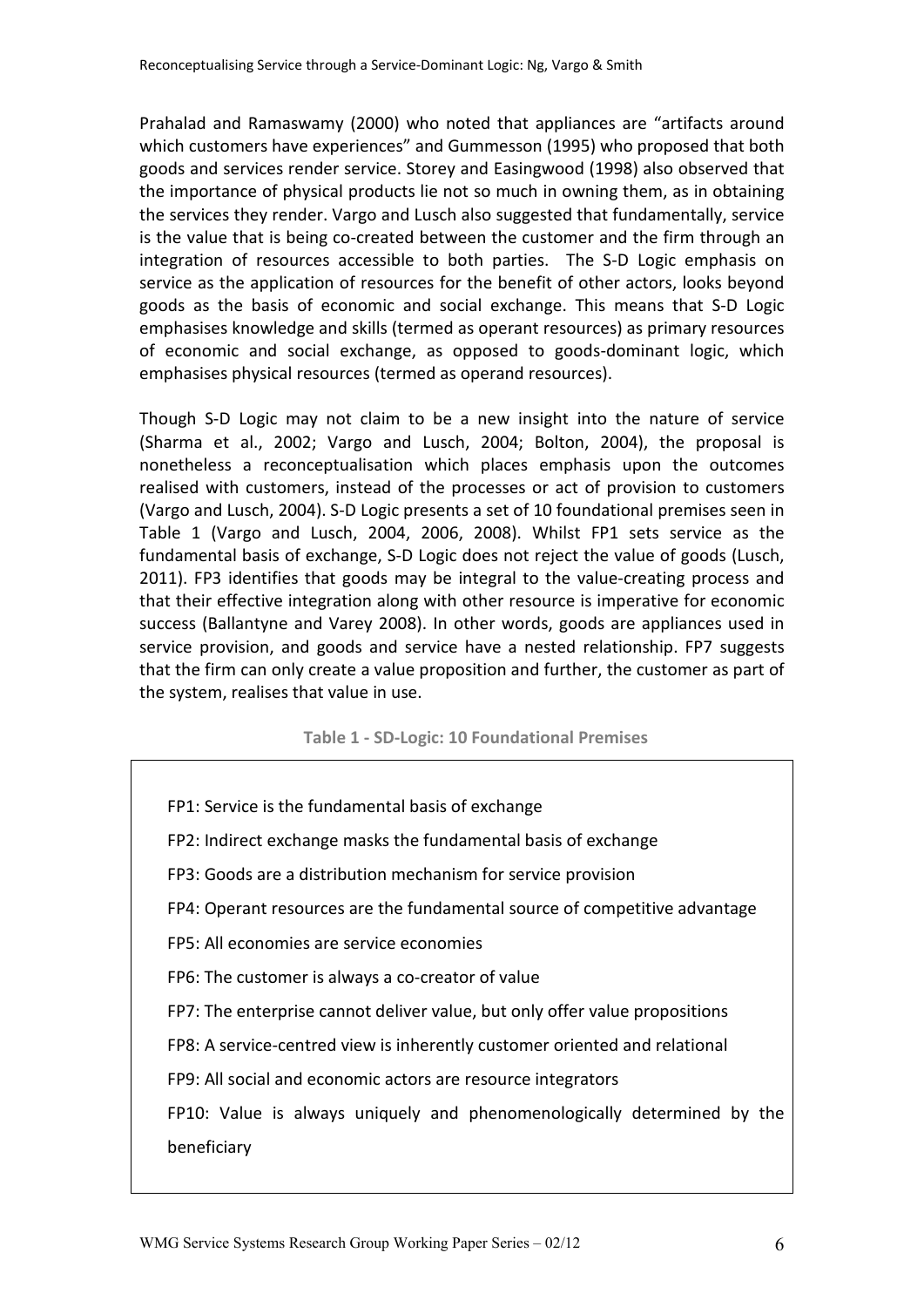Prahalad and Ramaswamy (2000) who noted that appliances are "artifacts around which customers have experiences" and Gummesson (1995) who proposed that both goods and services render service. Storey and Easingwood (1998) also observed that the importance of physical products lie not so much in owning them, as in obtaining the services they render. Vargo and Lusch also suggested that fundamentally, service is the value that is being co-created between the customer and the firm through an integration of resources accessible to both parties. The S-D Logic emphasis on service as the application of resources for the benefit of other actors, looks beyond goods as the basis of economic and social exchange. This means that S-D Logic emphasises knowledge and skills (termed as operant resources) as primary resources of economic and social exchange, as opposed to goods-dominant logic, which emphasises physical resources (termed as operand resources).

Though S-D Logic may not claim to be a new insight into the nature of service (Sharma et al., 2002; Vargo and Lusch, 2004; Bolton, 2004), the proposal is nonetheless a reconceptualisation which places emphasis upon the outcomes realised with customers, instead of the processes or act of provision to customers (Vargo and Lusch, 2004). S-D Logic presents a set of 10 foundational premises seen in Table 1 (Vargo and Lusch, 2004, 2006, 2008). Whilst FP1 sets service as the fundamental basis of exchange, S-D Logic does not reject the value of goods (Lusch, 2011). FP3 identifies that goods may be integral to the value-creating process and that their effective integration along with other resource is imperative for economic success (Ballantyne and Varey 2008). In other words, goods are appliances used in service provision, and goods and service have a nested relationship. FP7 suggests that the firm can only create a value proposition and further, the customer as part of the system, realises that value in use.

**Table 1 - SD-Logic: 10 Foundational Premises**

FP1: Service is the fundamental basis of exchange

FP2: Indirect exchange masks the fundamental basis of exchange

FP3: Goods are a distribution mechanism for service provision

FP4: Operant resources are the fundamental source of competitive advantage

FP5: All economies are service economies

FP6: The customer is always a co-creator of value

FP7: The enterprise cannot deliver value, but only offer value propositions

FP8: A service-centred view is inherently customer oriented and relational

FP9: All social and economic actors are resource integrators

FP10: Value is always uniquely and phenomenologically determined by the beneficiary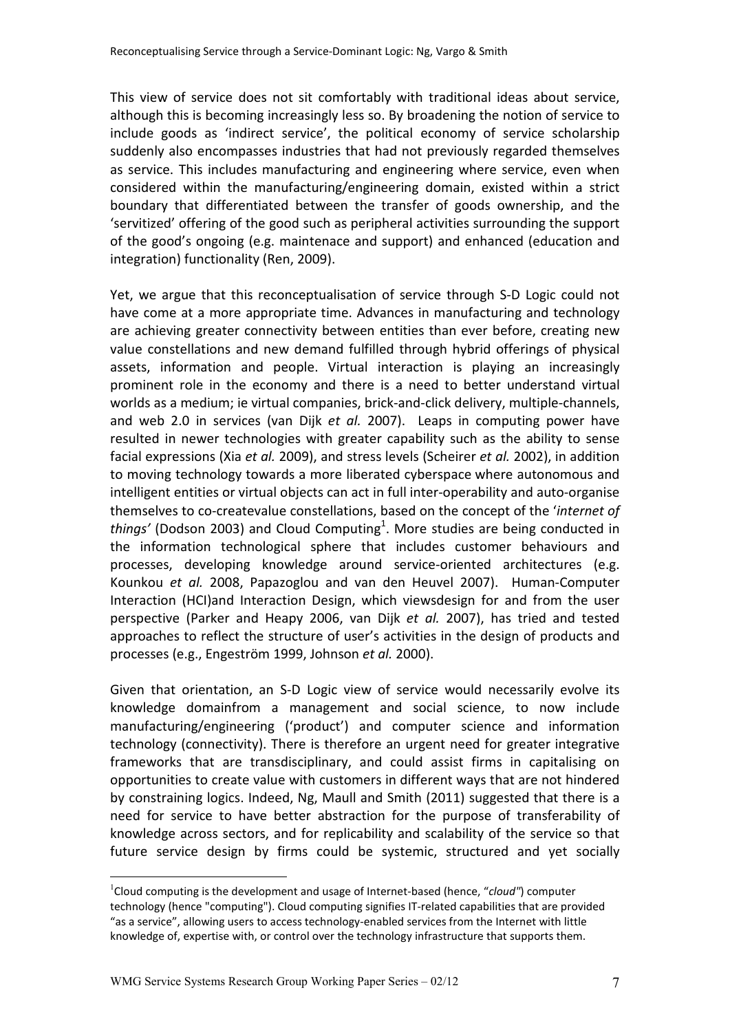This view of service does not sit comfortably with traditional ideas about service, although this is becoming increasingly less so. By broadening the notion of service to include goods as 'indirect service', the political economy of service scholarship suddenly also encompasses industries that had not previously regarded themselves as service. This includes manufacturing and engineering where service, even when considered within the manufacturing/engineering domain, existed within a strict boundary that differentiated between the transfer of goods ownership, and the 'servitized' offering of the good such as peripheral activities surrounding the support of the good's ongoing (e.g. maintenace and support) and enhanced (education and integration) functionality (Ren, 2009).

Yet, we argue that this reconceptualisation of service through S-D Logic could not have come at a more appropriate time. Advances in manufacturing and technology are achieving greater connectivity between entities than ever before, creating new value constellations and new demand fulfilled through hybrid offerings of physical assets, information and people. Virtual interaction is playing an increasingly prominent role in the economy and there is a need to better understand virtual worlds as a medium; ie virtual companies, brick-and-click delivery, multiple-channels, and web 2.0 in services (van Dijk *et al.* 2007). Leaps in computing power have resulted in newer technologies with greater capability such as the ability to sense facial expressions (Xia *et al.* 2009), and stress levels (Scheirer *et al.* 2002), in addition to moving technology towards a more liberated cyberspace where autonomous and intelligent entities or virtual objects can act in full inter-operability and auto-organise themselves to co-createvalue constellations, based on the concept of the '*internet of things'* (Dodson 2003) and Cloud Computing[1]. More studies are being conducted in the information technological sphere that includes customer behaviours and processes, developing knowledge around service-oriented architectures (e.g. Kounkou *et al.* 2008, Papazoglou and van den Heuvel 2007). Human-Computer Interaction (HCI)and Interaction Design, which viewsdesign for and from the user perspective (Parker and Heapy 2006, van Dijk *et al.* 2007), has tried and tested approaches to reflect the structure of user's activities in the design of products and processes (e.g., Engeström 1999, Johnson *et al.* 2000).

Given that orientation, an S-D Logic view of service would necessarily evolve its knowledge domainfrom a management and social science, to now include manufacturing/engineering ('product') and computer science and information technology (connectivity). There is therefore an urgent need for greater integrative frameworks that are transdisciplinary, and could assist firms in capitalising on opportunities to create value with customers in different ways that are not hindered by constraining logics. Indeed, Ng, Maull and Smith (2011) suggested that there is a need for service to have better abstraction for the purpose of transferability of knowledge across sectors, and for replicability and scalability of the service so that future service design by firms could be systemic, structured and yet socially

---

[1] Cloud computing is the development and usage of Internet-based (hence, "*cloud"*) computer technology (hence "computing"). Cloud computing signifies IT-related capabilities that are provided "as a service", allowing users to access technology-enabled services from the Internet with little knowledge of, expertise with, or control over the technology infrastructure that supports them.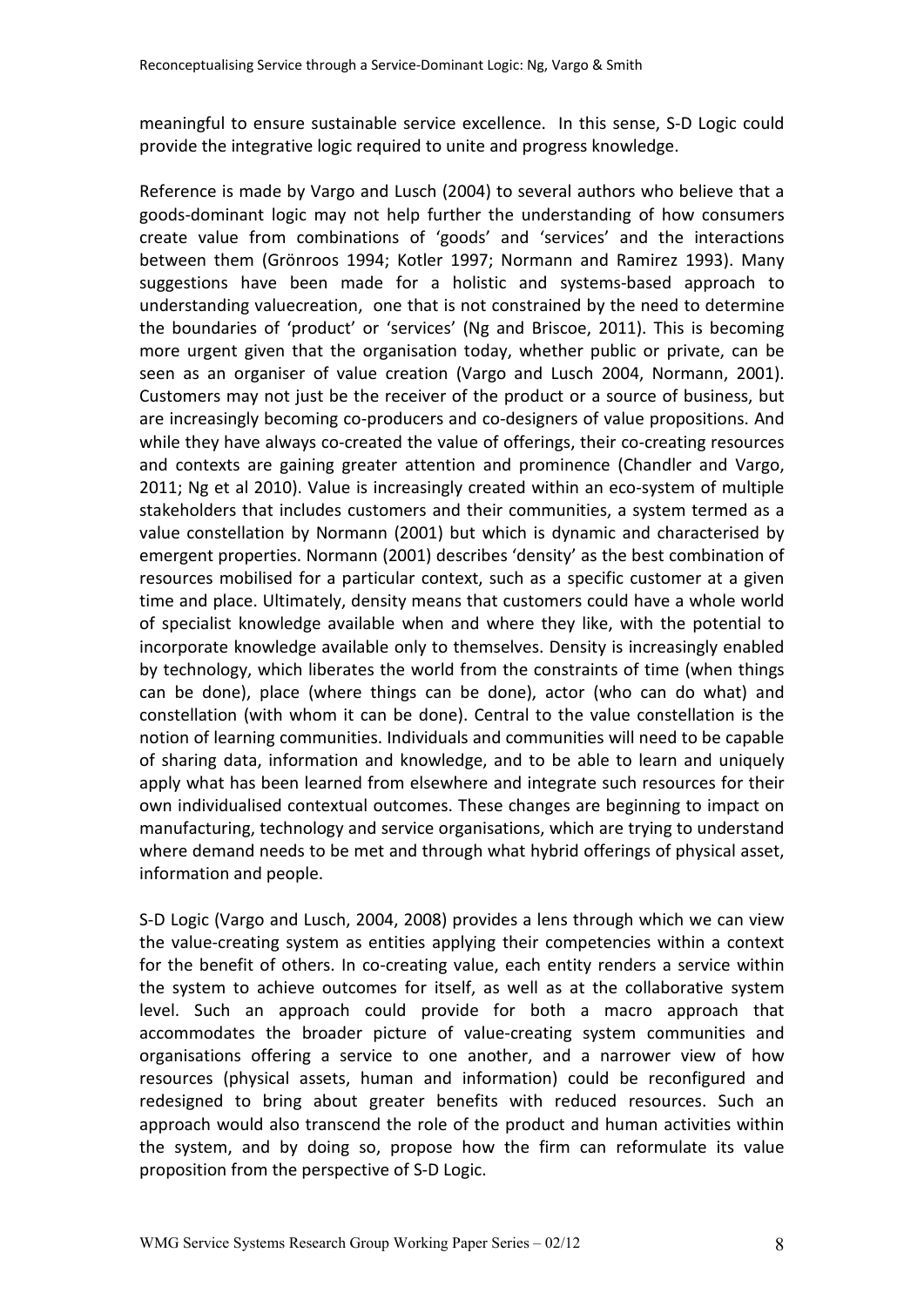meaningful to ensure sustainable service excellence. In this sense, S-D Logic could provide the integrative logic required to unite and progress knowledge.

Reference is made by Vargo and Lusch (2004) to several authors who believe that a goods-dominant logic may not help further the understanding of how consumers create value from combinations of 'goods' and 'services' and the interactions between them (Grönroos 1994; Kotler 1997; Normann and Ramirez 1993). Many suggestions have been made for a holistic and systems-based approach to understanding valuecreation, one that is not constrained by the need to determine the boundaries of 'product' or 'services' (Ng and Briscoe, 2011). This is becoming more urgent given that the organisation today, whether public or private, can be seen as an organiser of value creation (Vargo and Lusch 2004, Normann, 2001). Customers may not just be the receiver of the product or a source of business, but are increasingly becoming co-producers and co-designers of value propositions. And while they have always co-created the value of offerings, their co-creating resources and contexts are gaining greater attention and prominence (Chandler and Vargo, 2011; Ng et al 2010). Value is increasingly created within an eco-system of multiple stakeholders that includes customers and their communities, a system termed as a value constellation by Normann (2001) but which is dynamic and characterised by emergent properties. Normann (2001) describes 'density' as the best combination of resources mobilised for a particular context, such as a specific customer at a given time and place. Ultimately, density means that customers could have a whole world of specialist knowledge available when and where they like, with the potential to incorporate knowledge available only to themselves. Density is increasingly enabled by technology, which liberates the world from the constraints of time (when things can be done), place (where things can be done), actor (who can do what) and constellation (with whom it can be done). Central to the value constellation is the notion of learning communities. Individuals and communities will need to be capable of sharing data, information and knowledge, and to be able to learn and uniquely apply what has been learned from elsewhere and integrate such resources for their own individualised contextual outcomes. These changes are beginning to impact on manufacturing, technology and service organisations, which are trying to understand where demand needs to be met and through what hybrid offerings of physical asset, information and people.

S-D Logic (Vargo and Lusch, 2004, 2008) provides a lens through which we can view the value-creating system as entities applying their competencies within a context for the benefit of others. In co-creating value, each entity renders a service within the system to achieve outcomes for itself, as well as at the collaborative system level. Such an approach could provide for both a macro approach that accommodates the broader picture of value-creating system communities and organisations offering a service to one another, and a narrower view of how resources (physical assets, human and information) could be reconfigured and redesigned to bring about greater benefits with reduced resources. Such an approach would also transcend the role of the product and human activities within the system, and by doing so, propose how the firm can reformulate its value proposition from the perspective of S-D Logic.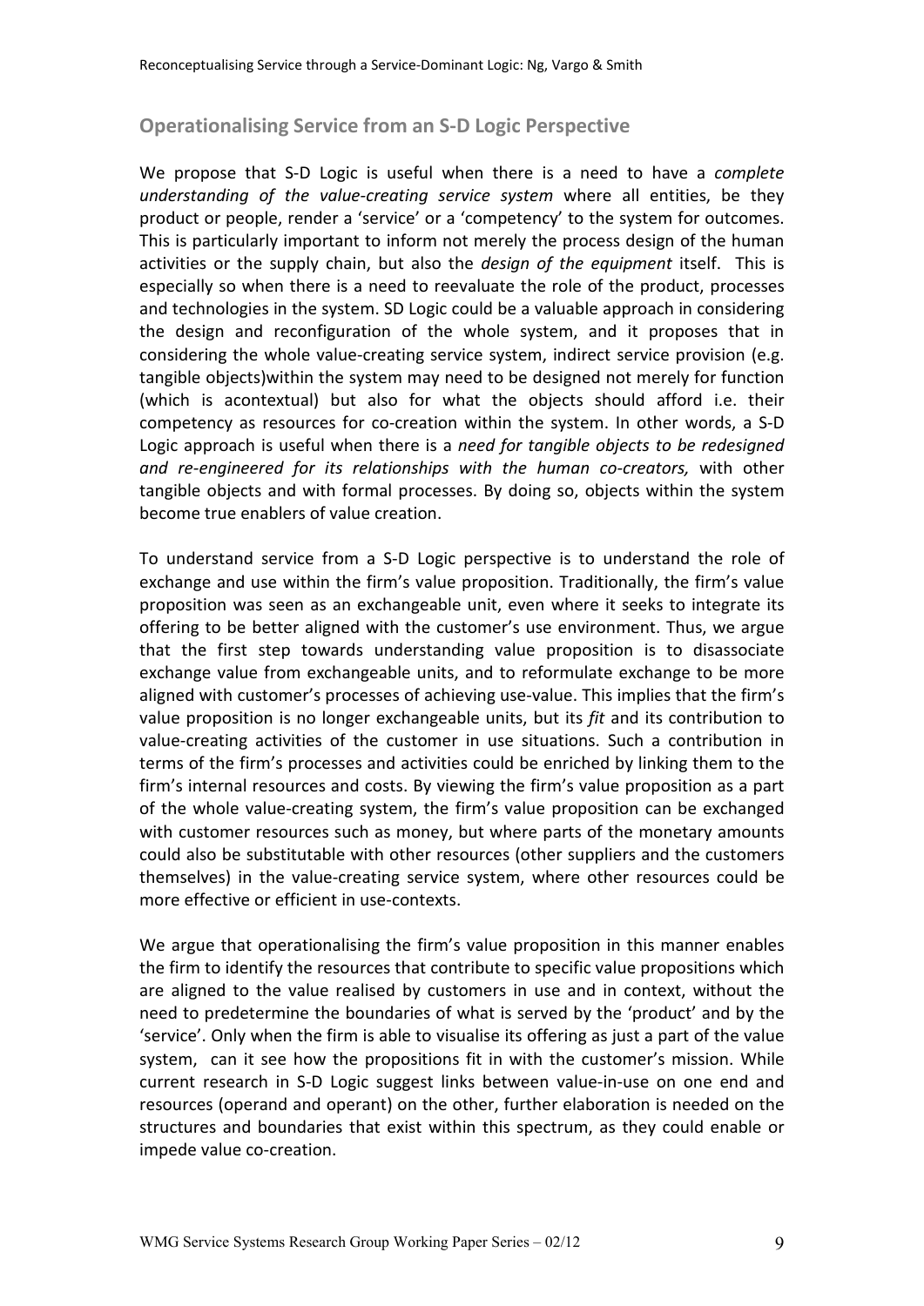## Operationalising Service from an S-D Logic Perspective

We propose that S-D Logic is useful when there is a need to have a *complete understanding of the value-creating service system* where all entities, be they product or people, render a 'service' or a 'competency' to the system for outcomes. This is particularly important to inform not merely the process design of the human activities or the supply chain, but also the *design of the equipment* itself. This is especially so when there is a need to reevaluate the role of the product, processes and technologies in the system. SD Logic could be a valuable approach in considering the design and reconfiguration of the whole system, and it proposes that in considering the whole value-creating service system, indirect service provision (e.g. tangible objects)within the system may need to be designed not merely for function (which is acontextual) but also for what the objects should afford i.e. their competency as resources for co-creation within the system. In other words, a S-D Logic approach is useful when there is a *need for tangible objects to be redesigned and re-engineered for its relationships with the human co-creators,* with other tangible objects and with formal processes. By doing so, objects within the system become true enablers of value creation.

To understand service from a S-D Logic perspective is to understand the role of exchange and use within the firm's value proposition. Traditionally, the firm's value proposition was seen as an exchangeable unit, even where it seeks to integrate its offering to be better aligned with the customer's use environment. Thus, we argue that the first step towards understanding value proposition is to disassociate exchange value from exchangeable units, and to reformulate exchange to be more aligned with customer's processes of achieving use-value. This implies that the firm's value proposition is no longer exchangeable units, but its *fit* and its contribution to value-creating activities of the customer in use situations. Such a contribution in terms of the firm's processes and activities could be enriched by linking them to the firm's internal resources and costs. By viewing the firm's value proposition as a part of the whole value-creating system, the firm's value proposition can be exchanged with customer resources such as money, but where parts of the monetary amounts could also be substitutable with other resources (other suppliers and the customers themselves) in the value-creating service system, where other resources could be more effective or efficient in use-contexts.

We argue that operationalising the firm's value proposition in this manner enables the firm to identify the resources that contribute to specific value propositions which are aligned to the value realised by customers in use and in context, without the need to predetermine the boundaries of what is served by the 'product' and by the 'service'. Only when the firm is able to visualise its offering as just a part of the value system, can it see how the propositions fit in with the customer's mission. While current research in S-D Logic suggest links between value-in-use on one end and resources (operand and operant) on the other, further elaboration is needed on the structures and boundaries that exist within this spectrum, as they could enable or impede value co-creation.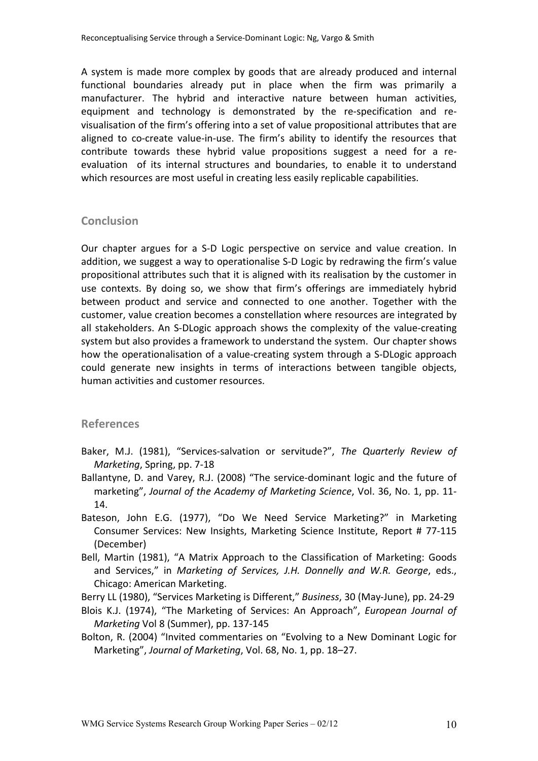A system is made more complex by goods that are already produced and internal functional boundaries already put in place when the firm was primarily a manufacturer. The hybrid and interactive nature between human activities, equipment and technology is demonstrated by the re-specification and re-visualisation of the firm's offering into a set of value propositional attributes that are aligned to co-create value-in-use. The firm's ability to identify the resources that contribute towards these hybrid value propositions suggest a need for a re-evaluation of its internal structures and boundaries, to enable it to understand which resources are most useful in creating less easily replicable capabilities.

## Conclusion

Our chapter argues for a S-D Logic perspective on service and value creation. In addition, we suggest a way to operationalise S-D Logic by redrawing the firm's value propositional attributes such that it is aligned with its realisation by the customer in use contexts. By doing so, we show that firm's offerings are immediately hybrid between product and service and connected to one another. Together with the customer, value creation becomes a constellation where resources are integrated by all stakeholders. An S-DLogic approach shows the complexity of the value-creating system but also provides a framework to understand the system. Our chapter shows how the operationalisation of a value-creating system through a S-DLogic approach could generate new insights in terms of interactions between tangible objects, human activities and customer resources.

## References

Baker, M.J. (1981), "Services-salvation or servitude?", *The Quarterly Review of Marketing*, Spring, pp. 7-18

Ballantyne, D. and Varey, R.J. (2008) "The service-dominant logic and the future of marketing", *Journal of the Academy of Marketing Science*, Vol. 36, No. 1, pp. 11-14.

Bateson, John E.G. (1977), "Do We Need Service Marketing?" in Marketing Consumer Services: New Insights, Marketing Science Institute, Report # 77-115 (December)

Bell, Martin (1981), "A Matrix Approach to the Classification of Marketing: Goods and Services," in *Marketing of Services, J.H. Donnelly and W.R. George*, eds., Chicago: American Marketing.

Berry LL (1980), "Services Marketing is Different," *Business*, 30 (May-June), pp. 24-29

Blois K.J. (1974), "The Marketing of Services: An Approach", *European Journal of Marketing* Vol 8 (Summer), pp. 137-145

Bolton, R. (2004) "Invited commentaries on "Evolving to a New Dominant Logic for Marketing", *Journal of Marketing*, Vol. 68, No. 1, pp. 18–27.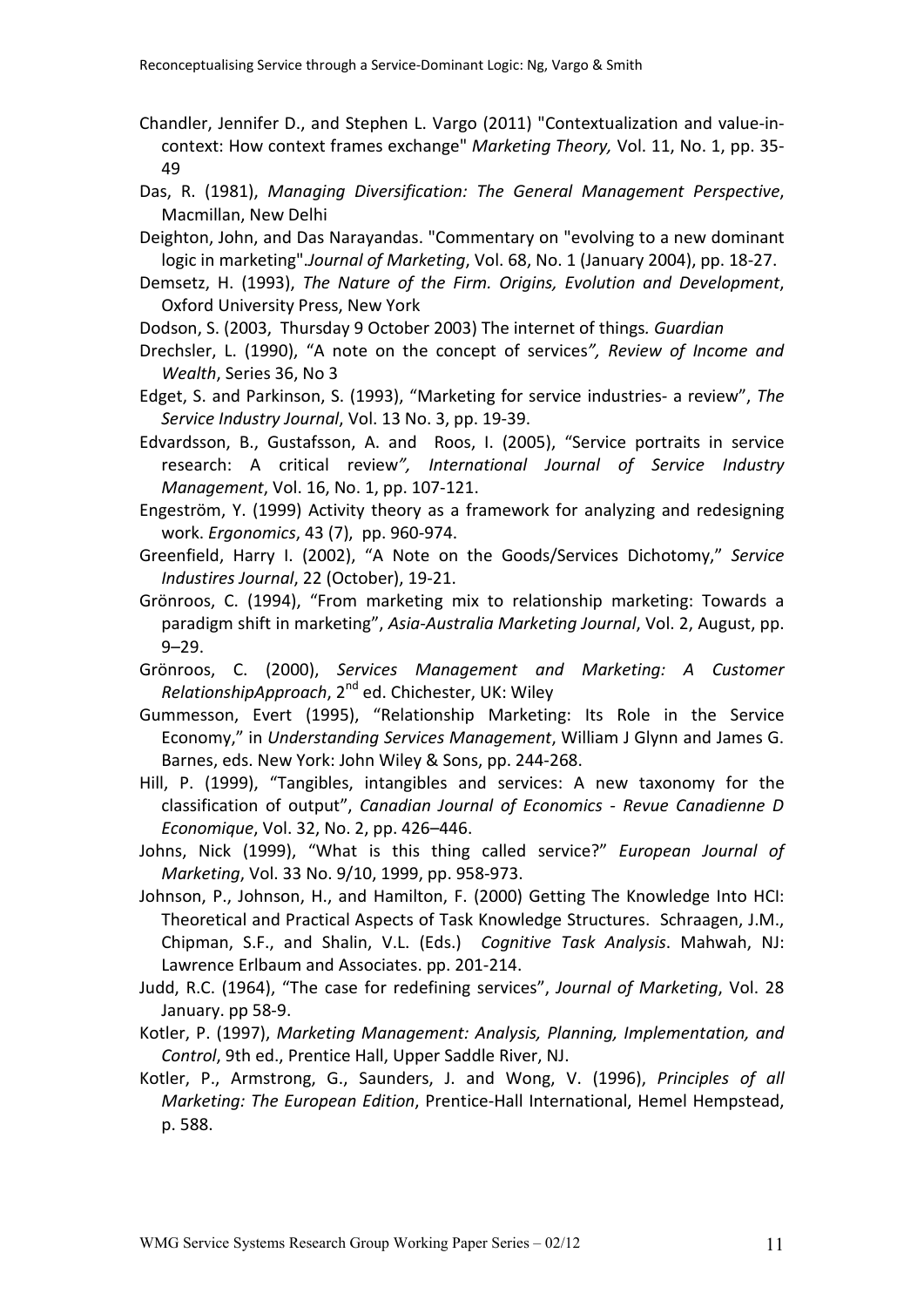Chandler, Jennifer D., and Stephen L. Vargo (2011) "Contextualization and value-in-context: How context frames exchange" *Marketing Theory,* Vol. 11, No. 1, pp. 35-49

Das, R. (1981), *Managing Diversification: The General Management Perspective*, Macmillan, New Delhi

Deighton, John, and Das Narayandas. "Commentary on "evolving to a new dominant logic in marketing".*Journal of Marketing*, Vol. 68, No. 1 (January 2004), pp. 18-27.

Demsetz, H. (1993), *The Nature of the Firm. Origins, Evolution and Development*, Oxford University Press, New York

Dodson, S. (2003, Thursday 9 October 2003) The internet of things*. Guardian*

Drechsler, L. (1990), "A note on the concept of services*", Review of Income and Wealth*, Series 36, No 3

Edget, S. and Parkinson, S. (1993), "Marketing for service industries- a review", *The Service Industry Journal*, Vol. 13 No. 3, pp. 19-39.

Edvardsson, B., Gustafsson, A. and Roos, I. (2005), "Service portraits in service research: A critical review*", International Journal of Service Industry Management*, Vol. 16, No. 1, pp. 107-121.

Engeström, Y. (1999) Activity theory as a framework for analyzing and redesigning work. *Ergonomics*, 43 (7), pp. 960-974.

Greenfield, Harry I. (2002), "A Note on the Goods/Services Dichotomy," *Service Industires Journal*, 22 (October), 19-21.

Grönroos, C. (1994), "From marketing mix to relationship marketing: Towards a paradigm shift in marketing", *Asia-Australia Marketing Journal*, Vol. 2, August, pp. 9–29.

Grönroos, C. (2000), *Services Management and Marketing: A Customer RelationshipApproach*, 2nd ed. Chichester, UK: Wiley

Gummesson, Evert (1995), "Relationship Marketing: Its Role in the Service Economy," in *Understanding Services Management*, William J Glynn and James G. Barnes, eds. New York: John Wiley & Sons, pp. 244-268.

Hill, P. (1999), "Tangibles, intangibles and services: A new taxonomy for the classification of output", *Canadian Journal of Economics - Revue Canadienne D Economique*, Vol. 32, No. 2, pp. 426–446.

Johns, Nick (1999), "What is this thing called service?" *European Journal of Marketing*, Vol. 33 No. 9/10, 1999, pp. 958-973.

Johnson, P., Johnson, H., and Hamilton, F. (2000) Getting The Knowledge Into HCI: Theoretical and Practical Aspects of Task Knowledge Structures. Schraagen, J.M., Chipman, S.F., and Shalin, V.L. (Eds.) *Cognitive Task Analysis*. Mahwah, NJ: Lawrence Erlbaum and Associates. pp. 201-214.

Judd, R.C. (1964), "The case for redefining services", *Journal of Marketing*, Vol. 28 January. pp 58-9.

Kotler, P. (1997), *Marketing Management: Analysis, Planning, Implementation, and Control*, 9th ed., Prentice Hall, Upper Saddle River, NJ.

Kotler, P., Armstrong, G., Saunders, J. and Wong, V. (1996), *Principles of all Marketing: The European Edition*, Prentice-Hall International, Hemel Hempstead, p. 588.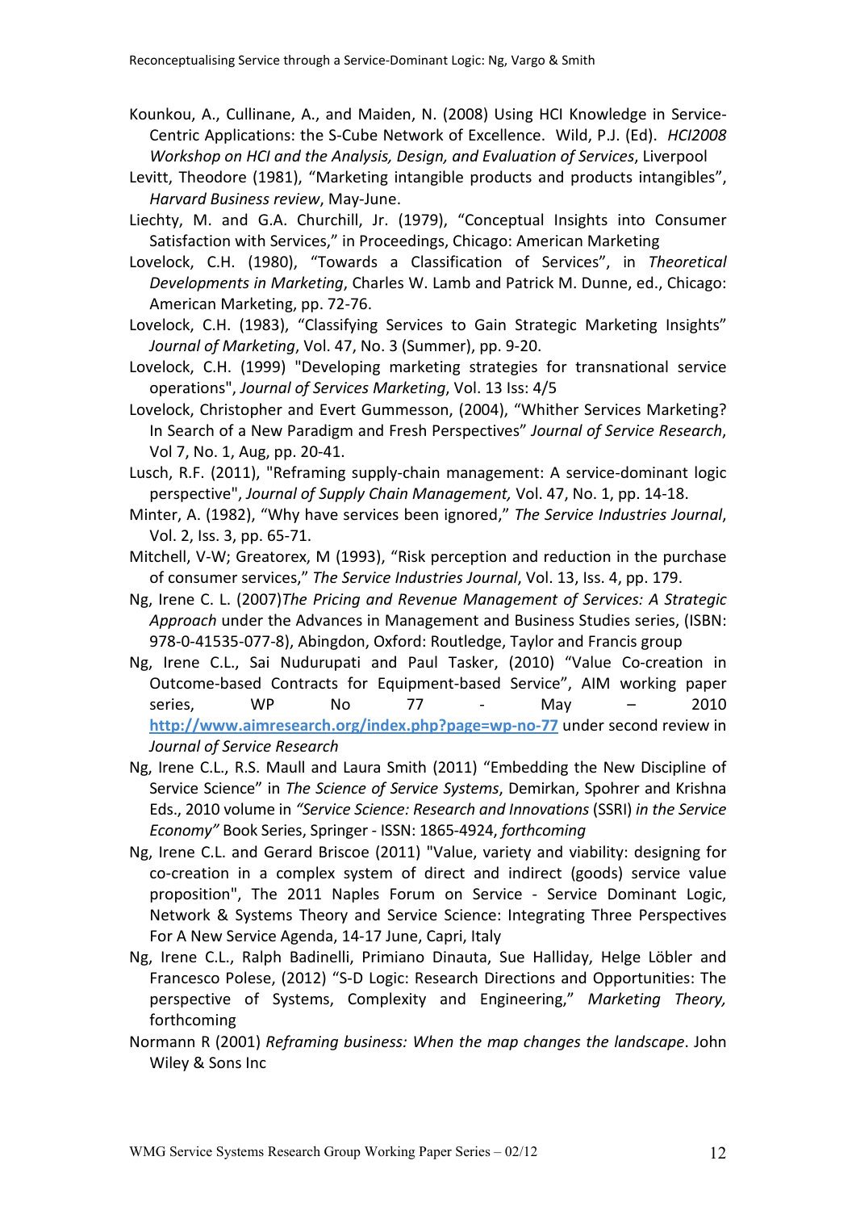Kounkou, A., Cullinane, A., and Maiden, N. (2008) Using HCI Knowledge in Service-Centric Applications: the S-Cube Network of Excellence. Wild, P.J. (Ed). *HCI2008 Workshop on HCI and the Analysis, Design, and Evaluation of Services*, Liverpool

Levitt, Theodore (1981), "Marketing intangible products and products intangibles", *Harvard Business review*, May-June.

Liechty, M. and G.A. Churchill, Jr. (1979), "Conceptual Insights into Consumer Satisfaction with Services," in Proceedings, Chicago: American Marketing

Lovelock, C.H. (1980), "Towards a Classification of Services", in *Theoretical Developments in Marketing*, Charles W. Lamb and Patrick M. Dunne, ed., Chicago: American Marketing, pp. 72-76.

Lovelock, C.H. (1983), "Classifying Services to Gain Strategic Marketing Insights" *Journal of Marketing*, Vol. 47, No. 3 (Summer), pp. 9-20.

Lovelock, C.H. (1999) "Developing marketing strategies for transnational service operations", *Journal of Services Marketing*, Vol. 13 Iss: 4/5

Lovelock, Christopher and Evert Gummesson, (2004), "Whither Services Marketing? In Search of a New Paradigm and Fresh Perspectives" *Journal of Service Research*, Vol 7, No. 1, Aug, pp. 20-41.

Lusch, R.F. (2011), "Reframing supply-chain management: A service-dominant logic perspective", *Journal of Supply Chain Management,* Vol. 47, No. 1, pp. 14-18.

Minter, A. (1982), "Why have services been ignored," *The Service Industries Journal*, Vol. 2, Iss. 3, pp. 65-71.

Mitchell, V-W; Greatorex, M (1993), "Risk perception and reduction in the purchase of consumer services," *The Service Industries Journal*, Vol. 13, Iss. 4, pp. 179.

Ng, Irene C. L. (2007)*The Pricing and Revenue Management of Services: A Strategic Approach* under the Advances in Management and Business Studies series, (ISBN: 978-0-41535-077-8), Abingdon, Oxford: Routledge, Taylor and Francis group

Ng, Irene C.L., Sai Nudurupati and Paul Tasker, (2010) "Value Co-creation in Outcome-based Contracts for Equipment-based Service", AIM working paper series, WP No 77 - May – 2010 [http://www.aimresearch.org/index.php?page=wp-no-77](http://www.aimresearch.org/index.php?page=wp-no-77) under second review in *Journal of Service Research*

Ng, Irene C.L., R.S. Maull and Laura Smith (2011) "Embedding the New Discipline of Service Science" in *The Science of Service Systems*, Demirkan, Spohrer and Krishna Eds., 2010 volume in *"Service Science: Research and Innovations* (SSRI) *in the Service Economy"* Book Series, Springer - ISSN: 1865-4924, *forthcoming*

Ng, Irene C.L. and Gerard Briscoe (2011) "Value, variety and viability: designing for co-creation in a complex system of direct and indirect (goods) service value proposition", The 2011 Naples Forum on Service - Service Dominant Logic, Network & Systems Theory and Service Science: Integrating Three Perspectives For A New Service Agenda, 14-17 June, Capri, Italy

Ng, Irene C.L., Ralph Badinelli, Primiano Dinauta, Sue Halliday, Helge Löbler and Francesco Polese, (2012) "S-D Logic: Research Directions and Opportunities: The perspective of Systems, Complexity and Engineering," *Marketing Theory,* forthcoming

Normann R (2001) *Reframing business: When the map changes the landscape*. John Wiley & Sons Inc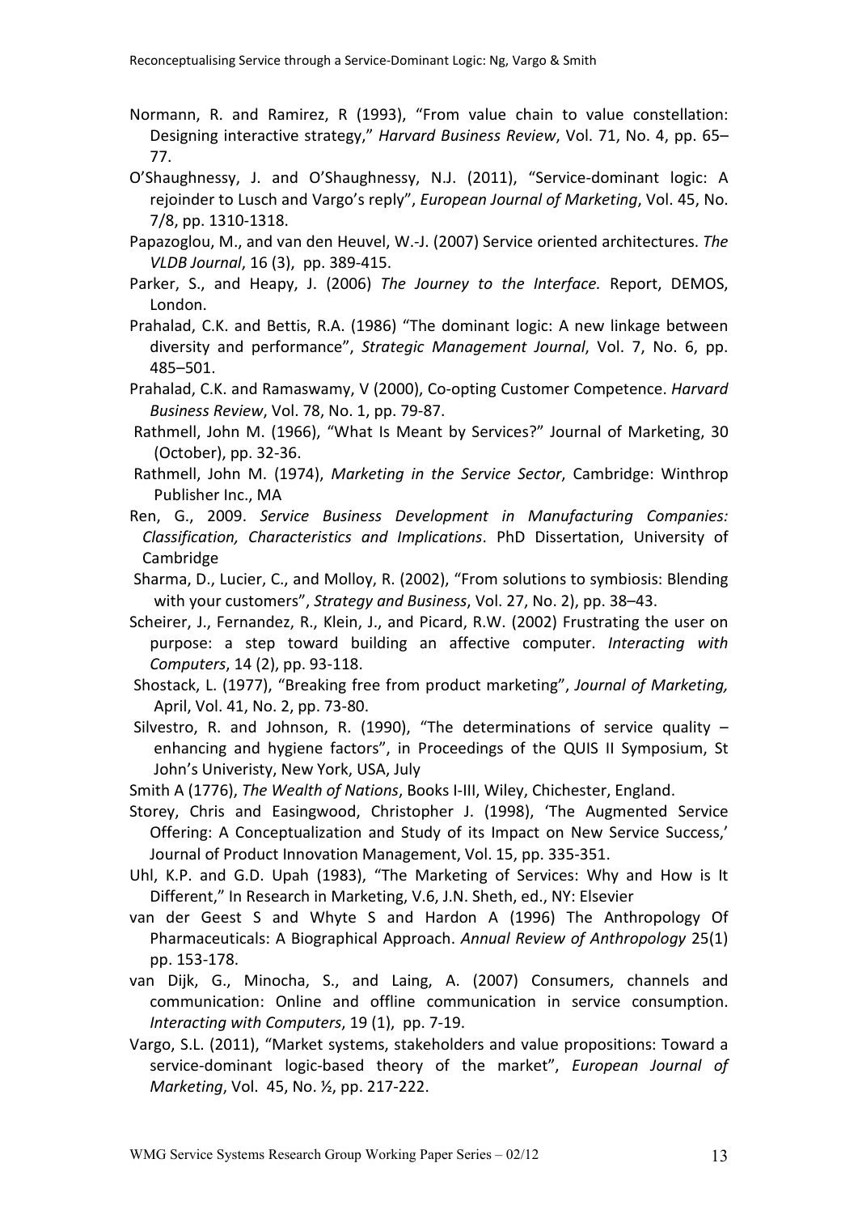Normann, R. and Ramirez, R (1993), "From value chain to value constellation: Designing interactive strategy," *Harvard Business Review*, Vol. 71, No. 4, pp. 65–77.

O'Shaughnessy, J. and O'Shaughnessy, N.J. (2011), "Service-dominant logic: A rejoinder to Lusch and Vargo's reply", *European Journal of Marketing*, Vol. 45, No. 7/8, pp. 1310-1318.

Papazoglou, M., and van den Heuvel, W.-J. (2007) Service oriented architectures. *The VLDB Journal*, 16 (3), pp. 389-415.

Parker, S., and Heapy, J. (2006) *The Journey to the Interface.* Report, DEMOS, London.

Prahalad, C.K. and Bettis, R.A. (1986) "The dominant logic: A new linkage between diversity and performance", *Strategic Management Journal*, Vol. 7, No. 6, pp. 485–501.

Prahalad, C.K. and Ramaswamy, V (2000), Co-opting Customer Competence. *Harvard Business Review*, Vol. 78, No. 1, pp. 79-87.

Rathmell, John M. (1966), "What Is Meant by Services?" Journal of Marketing, 30 (October), pp. 32-36.

Rathmell, John M. (1974), *Marketing in the Service Sector*, Cambridge: Winthrop Publisher Inc., MA

Ren, G., 2009. *Service Business Development in Manufacturing Companies: Classification, Characteristics and Implications*. PhD Dissertation, University of Cambridge

Sharma, D., Lucier, C., and Molloy, R. (2002), "From solutions to symbiosis: Blending with your customers", *Strategy and Business*, Vol. 27, No. 2), pp. 38–43.

Scheirer, J., Fernandez, R., Klein, J., and Picard, R.W. (2002) Frustrating the user on purpose: a step toward building an affective computer. *Interacting with Computers*, 14 (2), pp. 93-118.

Shostack, L. (1977), "Breaking free from product marketing", *Journal of Marketing,* April, Vol. 41, No. 2, pp. 73-80.

Silvestro, R. and Johnson, R. (1990), "The determinations of service quality – enhancing and hygiene factors", in Proceedings of the QUIS II Symposium, St John's Univeristy, New York, USA, July

Smith A (1776), *The Wealth of Nations*, Books I-III, Wiley, Chichester, England.

Storey, Chris and Easingwood, Christopher J. (1998), 'The Augmented Service Offering: A Conceptualization and Study of its Impact on New Service Success,' Journal of Product Innovation Management, Vol. 15, pp. 335-351.

Uhl, K.P. and G.D. Upah (1983), "The Marketing of Services: Why and How is It Different," In Research in Marketing, V.6, J.N. Sheth, ed., NY: Elsevier

van der Geest S and Whyte S and Hardon A (1996) The Anthropology Of Pharmaceuticals: A Biographical Approach. *Annual Review of Anthropology* 25(1) pp. 153-178.

van Dijk, G., Minocha, S., and Laing, A. (2007) Consumers, channels and communication: Online and offline communication in service consumption. *Interacting with Computers*, 19 (1), pp. 7-19.

Vargo, S.L. (2011), "Market systems, stakeholders and value propositions: Toward a service-dominant logic-based theory of the market", *European Journal of Marketing*, Vol. 45, No. ½, pp. 217-222.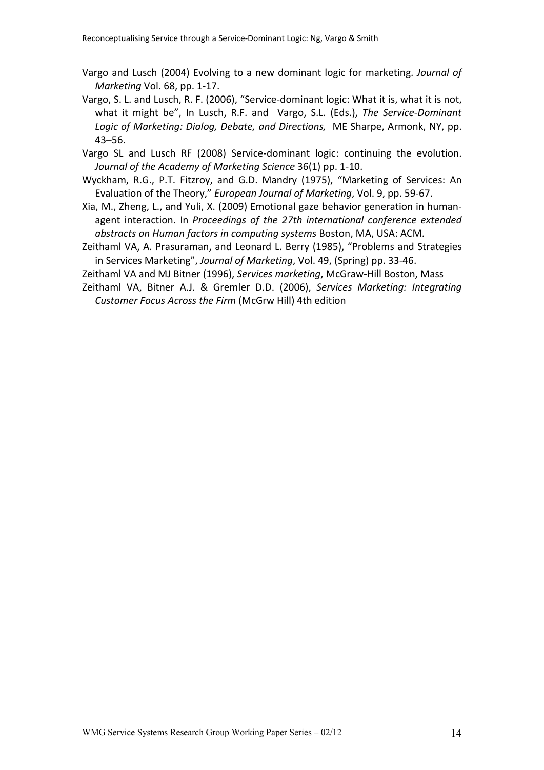Vargo and Lusch (2004) Evolving to a new dominant logic for marketing. *Journal of Marketing* Vol. 68, pp. 1-17.

Vargo, S. L. and Lusch, R. F. (2006), "Service-dominant logic: What it is, what it is not, what it might be", In Lusch, R.F. and Vargo, S.L. (Eds.), *The Service-Dominant Logic of Marketing: Dialog, Debate, and Directions,* ME Sharpe, Armonk, NY, pp. 43–56.

Vargo SL and Lusch RF (2008) Service-dominant logic: continuing the evolution. *Journal of the Academy of Marketing Science* 36(1) pp. 1-10.

Wyckham, R.G., P.T. Fitzroy, and G.D. Mandry (1975), "Marketing of Services: An Evaluation of the Theory," *European Journal of Marketing*, Vol. 9, pp. 59-67.

Xia, M., Zheng, L., and Yuli, X. (2009) Emotional gaze behavior generation in human-agent interaction. In *Proceedings of the 27th international conference extended abstracts on Human factors in computing systems* Boston, MA, USA: ACM.

Zeithaml VA, A. Prasuraman, and Leonard L. Berry (1985), "Problems and Strategies in Services Marketing", *Journal of Marketing*, Vol. 49, (Spring) pp. 33-46.

Zeithaml VA and MJ Bitner (1996), *Services marketing*, McGraw-Hill Boston, Mass

Zeithaml VA, Bitner A.J. & Gremler D.D. (2006), *Services Marketing: Integrating Customer Focus Across the Firm* (McGrw Hill) 4th edition